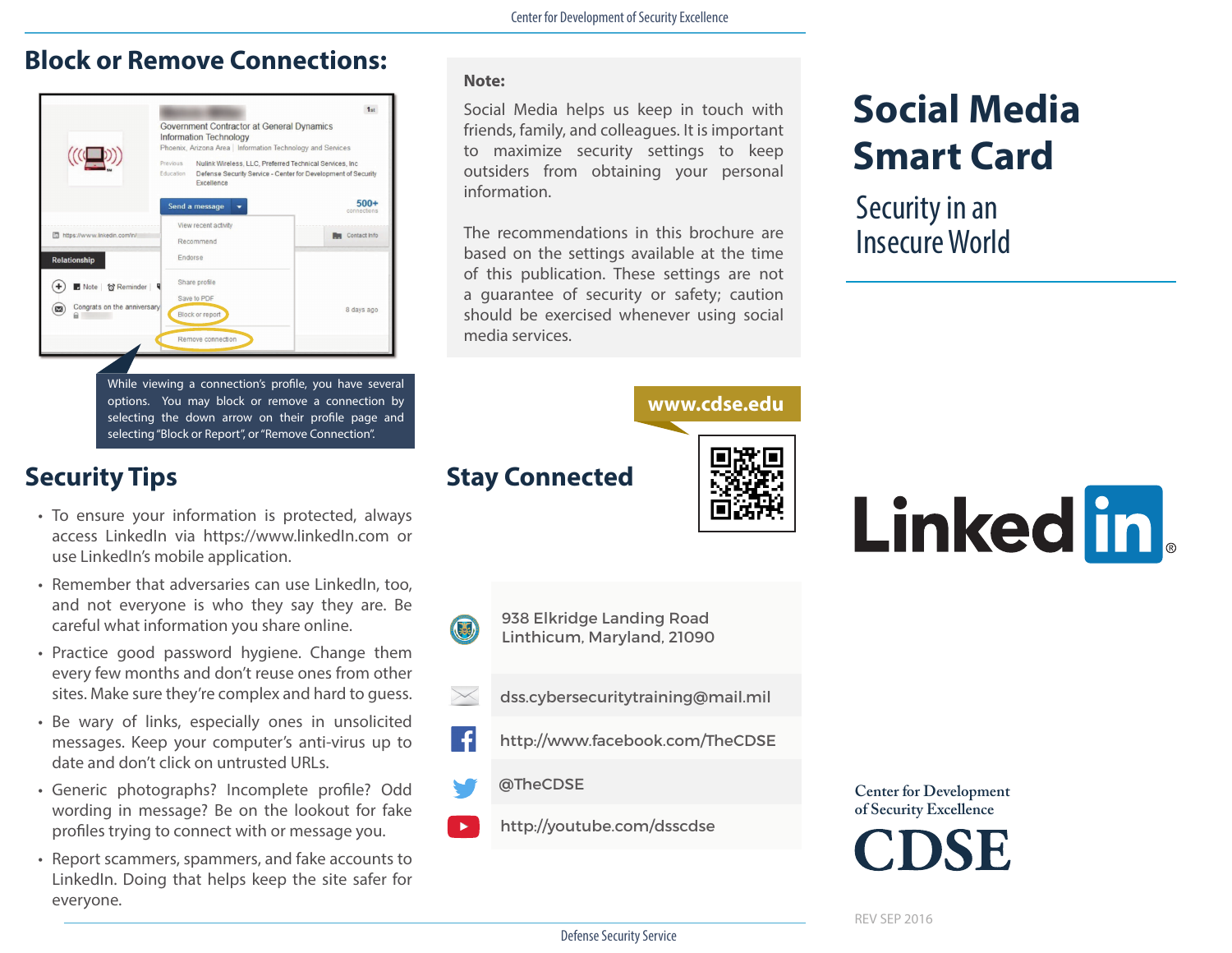## Block or Remove Connections:

While viewing a connection's profile, you have several options. You may block or remove a connection by selecting the down arrow on their profile page and selecting "Block or Report", or "Remove Connection".

## Security Tips

- To ensure your information is protected, always access LinkedIn via https://www.linkedIn.com or use LinkedIn's mobile application.
- Remember that adversaries can use LinkedIn, too, and not everyone is who they say they are. Be careful what information you share online.
- Practice good password hygiene. Change them every few months and don't reuse ones from other sites. Make sure they're complex and hard to guess.
- Be wary of links, especially ones in unsolicited messages. Keep your computer's anti-virus up to date and don't click on untrusted URLs.
- Generic photographs? Incomplete profile? Odd wording in message? Be on the lookout for fake profiles trying to connect with or message you.
- Report scammers, spammers, and fake accounts to LinkedIn. Doing that helps keep the site safer for everyone.

**Note:**

Social Media helps us keep in touch with friends, family, and colleagues. It is important to maximize security settings to keep outsiders from obtaining your personal information.

The recommendations in this brochure are based on the settings available at the time of this publication. These settings are not a guarantee of security or safety; caution should be exercised whenever using social media services.

**www.cdse.edu**

## Stay Connected

938 Elkridge Landing Road
Linthicum, Maryland, 21090

dss.cybersecuritytraining@mail.mil

http://www.facebook.com/TheCDSE

@TheCDSE

http://youtube.com/dsscdse

# Social Media Smart Card

Security in an Insecure World

LinkedIn®

Center for Development of Security Excellence

CDSE

REV SEP 2016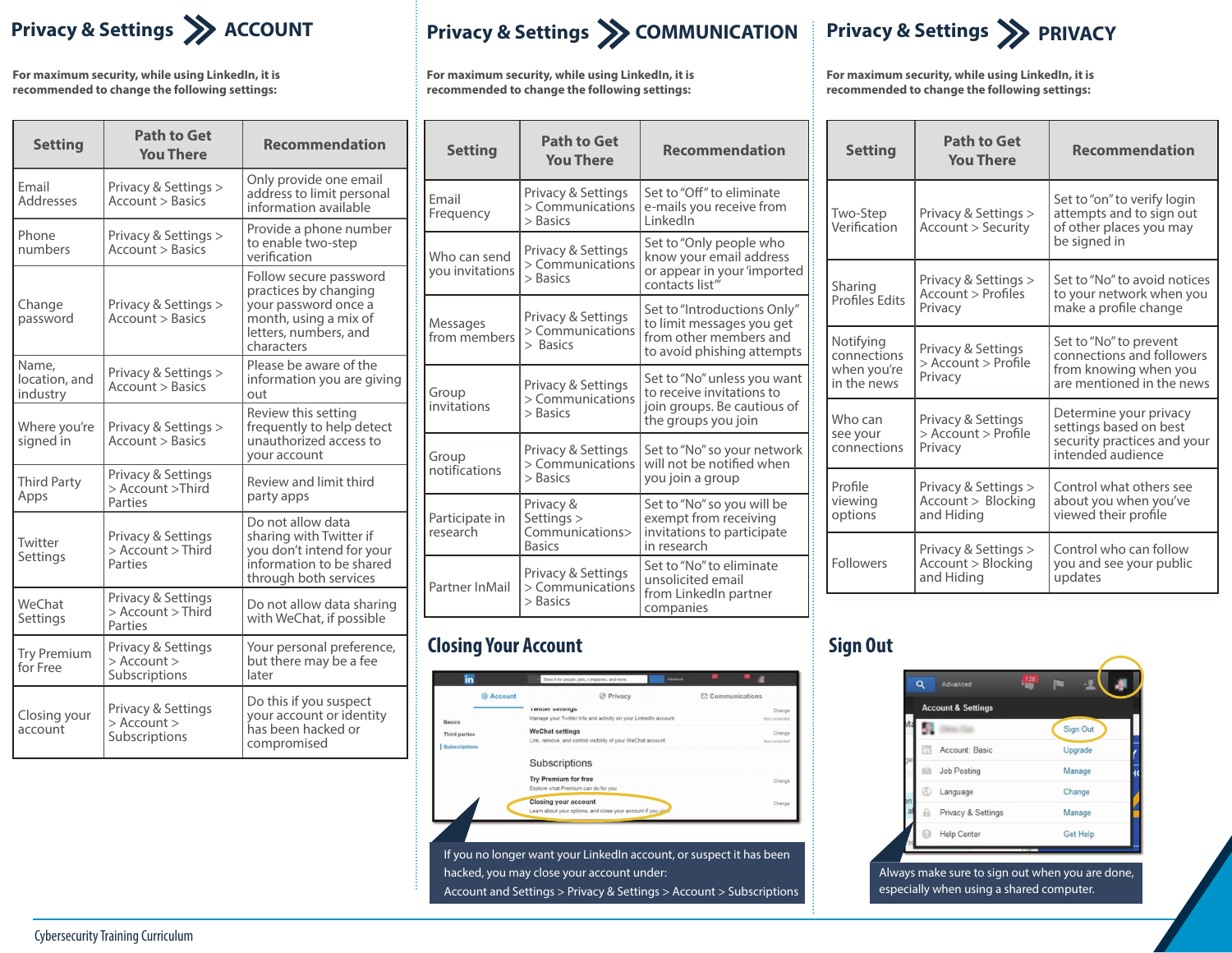# Privacy & Settings » ACCOUNT

For maximum security, while using LinkedIn, it is recommended to change the following settings:

| Setting | Path to Get You There | Recommendation |
|---|---|---|
| Email Addresses | Privacy & Settings > Account > Basics | Only provide one email address to limit personal information available |
| Phone numbers | Privacy & Settings > Account > Basics | Provide a phone number to enable two-step verification |
| Change password | Privacy & Settings > Account > Basics | Follow secure password practices by changing your password once a month, using a mix of letters, numbers, and characters |
| Name, location, and industry | Privacy & Settings > Account > Basics | Please be aware of the information you are giving out |
| Where you're signed in | Privacy & Settings > Account > Basics | Review this setting frequently to help detect unauthorized access to your account |
| Third Party Apps | Privacy & Settings > Account >Third Parties | Review and limit third party apps |
| Twitter Settings | Privacy & Settings > Account > Third Parties | Do not allow data sharing with Twitter if you don't intend for your information to be shared through both services |
| WeChat Settings | Privacy & Settings > Account > Third Parties | Do not allow data sharing with WeChat, if possible |
| Try Premium for Free | Privacy & Settings > Account > Subscriptions | Your personal preference, but there may be a fee later |
| Closing your account | Privacy & Settings > Account > Subscriptions | Do this if you suspect your account or identity has been hacked or compromised |

# Privacy & Settings » COMMUNICATION

For maximum security, while using LinkedIn, it is recommended to change the following settings:

| Setting | Path to Get You There | Recommendation |
|---|---|---|
| Email Frequency | Privacy & Settings > Communications > Basics | Set to "Off" to eliminate e-mails you receive from LinkedIn |
| Who can send you invitations | Privacy & Settings > Communications > Basics | Set to "Only people who know your email address or appear in your 'imported contacts list'" |
| Messages from members | Privacy & Settings > Communications > Basics | Set to "Introductions Only" to limit messages you get from other members and to avoid phishing attempts |
| Group invitations | Privacy & Settings > Communications > Basics | Set to "No" unless you want to receive invitations to join groups. Be cautious of the groups you join |
| Group notifications | Privacy & Settings > Communications > Basics | Set to "No" so your network will not be notified when you join a group |
| Participate in research | Privacy & Settings > Communications> Basics | Set to "No" so you will be exempt from receiving invitations to participate in research |
| Partner InMail | Privacy & Settings > Communications > Basics | Set to "No" to eliminate unsolicited email from LinkedIn partner companies |

## Closing Your Account

If you no longer want your LinkedIn account, or suspect it has been hacked, you may close your account under:
Account and Settings > Privacy & Settings > Account > Subscriptions

# Privacy & Settings » PRIVACY

For maximum security, while using LinkedIn, it is recommended to change the following settings:

| Setting | Path to Get You There | Recommendation |
|---|---|---|
| Two-Step Verification | Privacy & Settings > Account > Security | Set to "on" to verify login attempts and to sign out of other places you may be signed in |
| Sharing Profiles Edits | Privacy & Settings > Account > Profiles Privacy | Set to "No" to avoid notices to your network when you make a profile change |
| Notifying connections when you're in the news | Privacy & Settings > Account > Profile Privacy | Set to "No" to prevent connections and followers from knowing when you are mentioned in the news |
| Who can see your connections | Privacy & Settings > Account > Profile Privacy | Determine your privacy settings based on best security practices and your intended audience |
| Profile viewing options | Privacy & Settings > Account > Blocking and Hiding | Control what others see about you when you've viewed their profile |
| Followers | Privacy & Settings > Account > Blocking and Hiding | Control who can follow you and see your public updates |

## Sign Out

Always make sure to sign out when you are done, especially when using a shared computer.